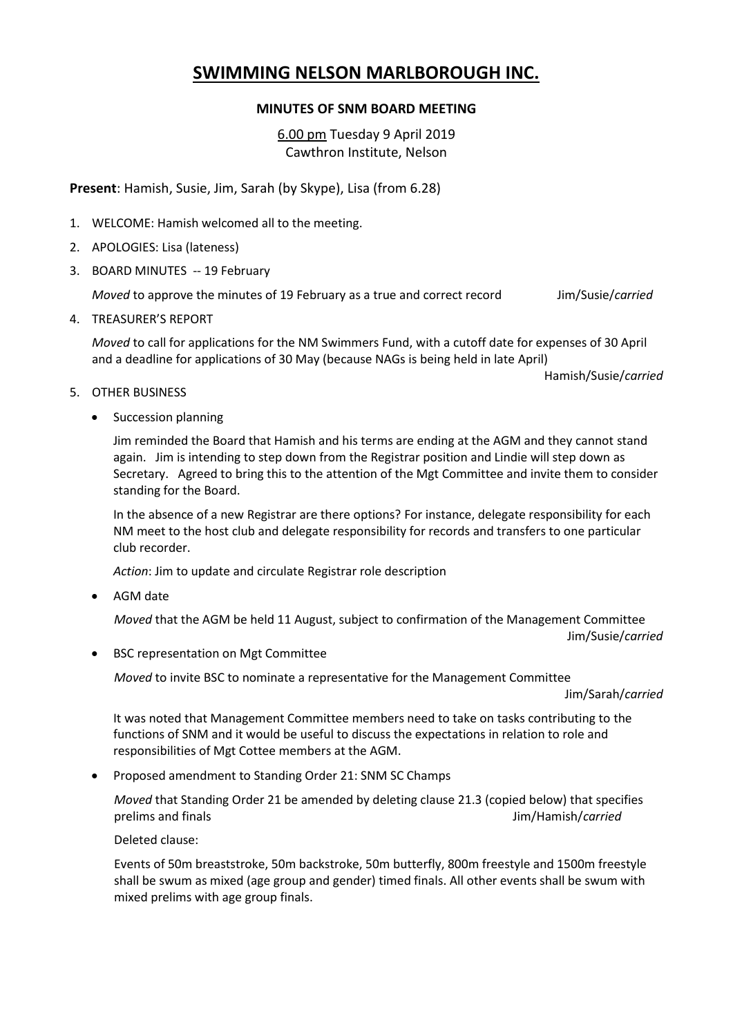# SWIMMING NELSON MARLBOROUGH INC.

**MINUTES OF SNM BOARD MEETING**

6.00 pm Tuesday 9 April 2019
Cawthron Institute, Nelson

**Present**: Hamish, Susie, Jim, Sarah (by Skype), Lisa (from 6.28)

1. WELCOME: Hamish welcomed all to the meeting.
2. APOLOGIES: Lisa (lateness)
3. BOARD MINUTES -- 19 February

   *Moved* to approve the minutes of 19 February as a true and correct record — Jim/Susie/*carried*

4. TREASURER'S REPORT

   *Moved* to call for applications for the NM Swimmers Fund, with a cutoff date for expenses of 30 April and a deadline for applications of 30 May (because NAGs is being held in late April) — Hamish/Susie/*carried*

5. OTHER BUSINESS

   - Succession planning

     Jim reminded the Board that Hamish and his terms are ending at the AGM and they cannot stand again. Jim is intending to step down from the Registrar position and Lindie will step down as Secretary. Agreed to bring this to the attention of the Mgt Committee and invite them to consider standing for the Board.

     In the absence of a new Registrar are there options? For instance, delegate responsibility for each NM meet to the host club and delegate responsibility for records and transfers to one particular club recorder.

     *Action*: Jim to update and circulate Registrar role description

   - AGM date

     *Moved* that the AGM be held 11 August, subject to confirmation of the Management Committee — Jim/Susie/*carried*

   - BSC representation on Mgt Committee

     *Moved* to invite BSC to nominate a representative for the Management Committee — Jim/Sarah/*carried*

     It was noted that Management Committee members need to take on tasks contributing to the functions of SNM and it would be useful to discuss the expectations in relation to role and responsibilities of Mgt Cottee members at the AGM.

   - Proposed amendment to Standing Order 21: SNM SC Champs

     *Moved* that Standing Order 21 be amended by deleting clause 21.3 (copied below) that specifies prelims and finals — Jim/Hamish/*carried*

     Deleted clause:

     Events of 50m breaststroke, 50m backstroke, 50m butterfly, 800m freestyle and 1500m freestyle shall be swum as mixed (age group and gender) timed finals. All other events shall be swum with mixed prelims with age group finals.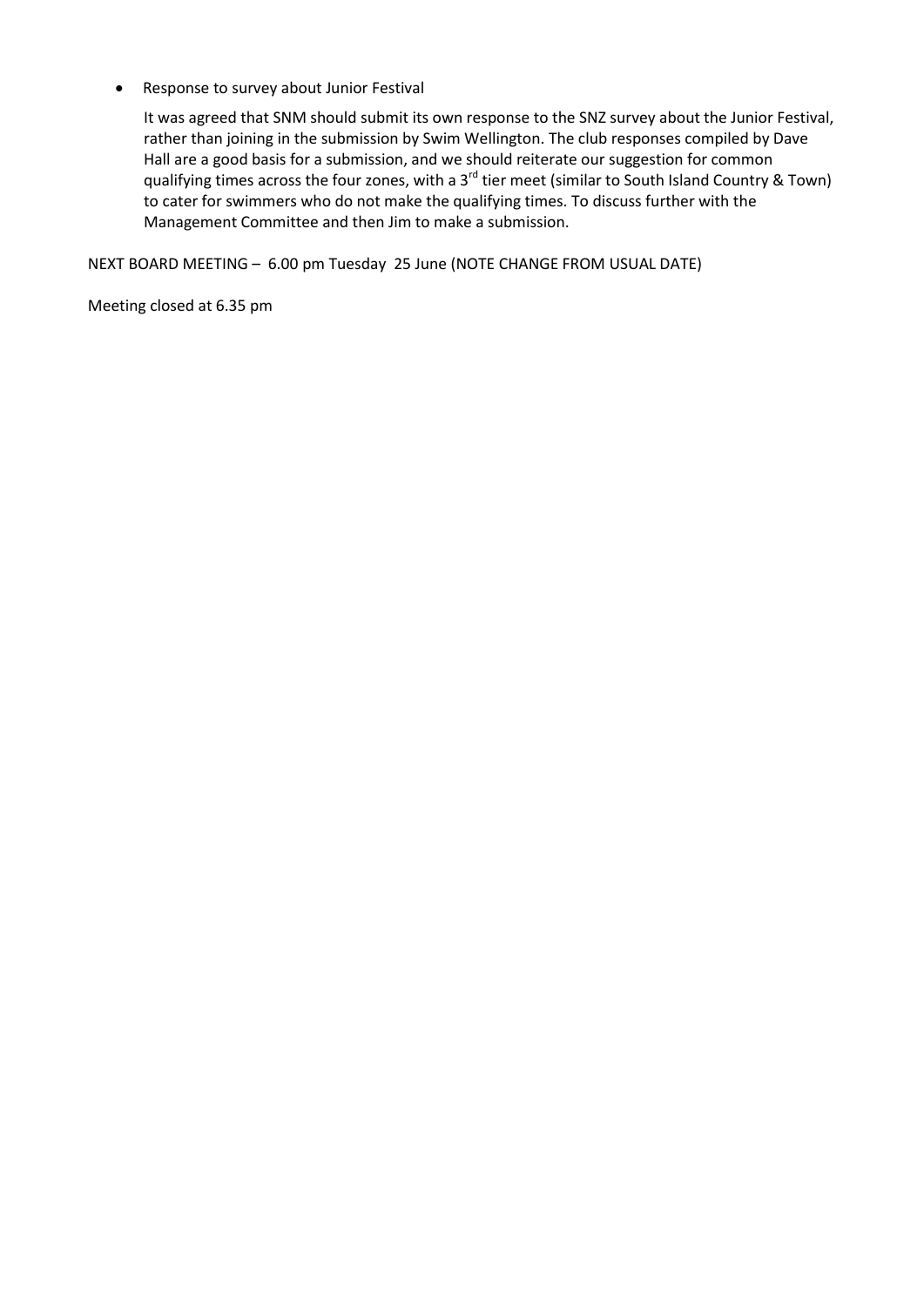- Response to survey about Junior Festival

  It was agreed that SNM should submit its own response to the SNZ survey about the Junior Festival, rather than joining in the submission by Swim Wellington. The club responses compiled by Dave Hall are a good basis for a submission, and we should reiterate our suggestion for common qualifying times across the four zones, with a 3rd tier meet (similar to South Island Country & Town) to cater for swimmers who do not make the qualifying times. To discuss further with the Management Committee and then Jim to make a submission.

NEXT BOARD MEETING – 6.00 pm Tuesday 25 June (NOTE CHANGE FROM USUAL DATE)

Meeting closed at 6.35 pm